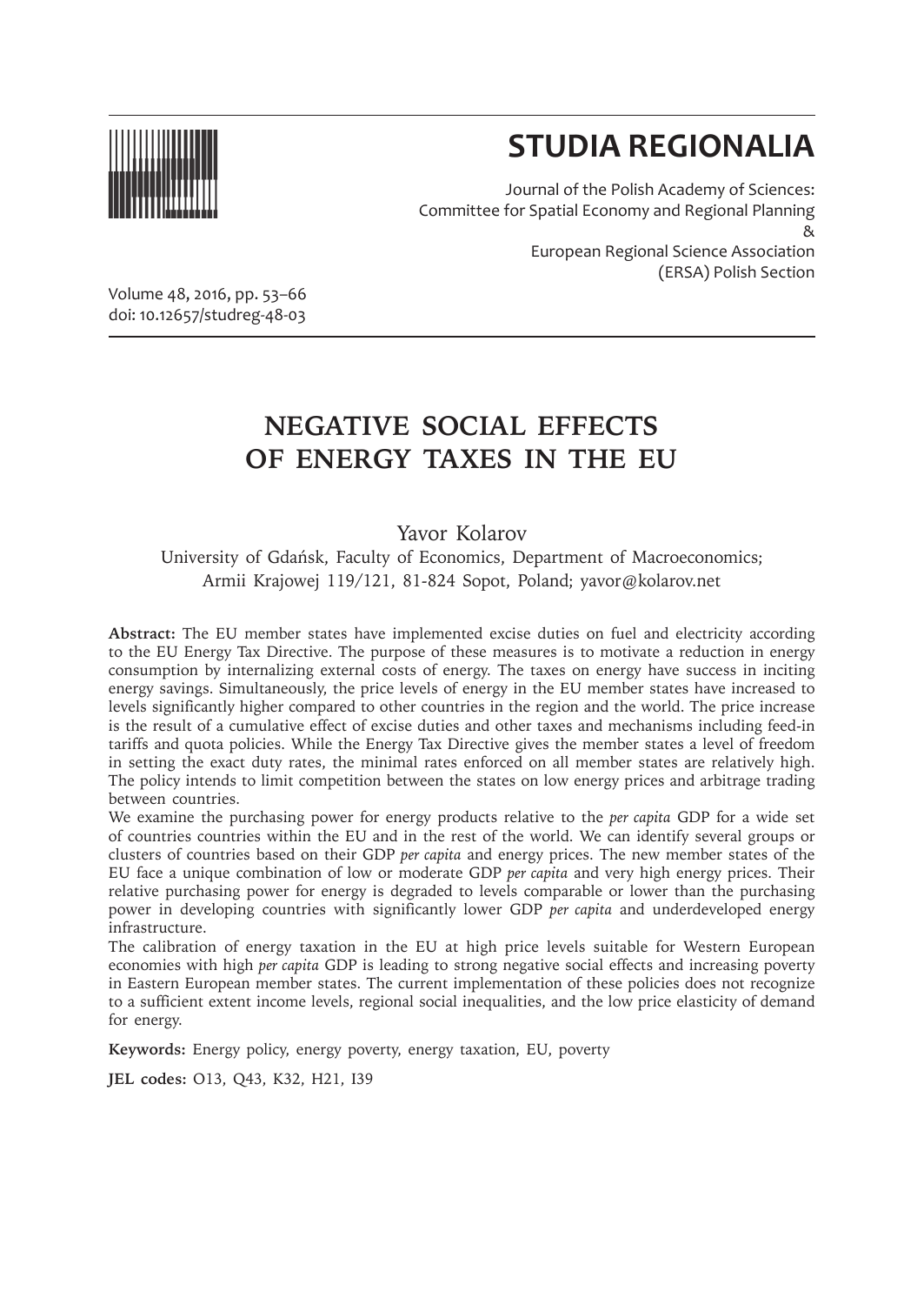# STUDIA REGIONALIA

Journal of the Polish Academy of Sciences:
Committee for Spatial Economy and Regional Planning
&
European Regional Science Association
(ERSA) Polish Section

Volume 48, 2016, pp. 53–66
doi: 10.12657/studreg-48-03

# NEGATIVE SOCIAL EFFECTS OF ENERGY TAXES IN THE EU

Yavor Kolarov

University of Gdańsk, Faculty of Economics, Department of Macroeconomics; Armii Krajowej 119/121, 81-824 Sopot, Poland; yavor@kolarov.net

**Abstract:** The EU member states have implemented excise duties on fuel and electricity according to the EU Energy Tax Directive. The purpose of these measures is to motivate a reduction in energy consumption by internalizing external costs of energy. The taxes on energy have success in inciting energy savings. Simultaneously, the price levels of energy in the EU member states have increased to levels significantly higher compared to other countries in the region and the world. The price increase is the result of a cumulative effect of excise duties and other taxes and mechanisms including feed-in tariffs and quota policies. While the Energy Tax Directive gives the member states a level of freedom in setting the exact duty rates, the minimal rates enforced on all member states are relatively high. The policy intends to limit competition between the states on low energy prices and arbitrage trading between countries.

We examine the purchasing power for energy products relative to the *per capita* GDP for a wide set of countries countries within the EU and in the rest of the world. We can identify several groups or clusters of countries based on their GDP *per capita* and energy prices. The new member states of the EU face a unique combination of low or moderate GDP *per capita* and very high energy prices. Their relative purchasing power for energy is degraded to levels comparable or lower than the purchasing power in developing countries with significantly lower GDP *per capita* and underdeveloped energy infrastructure.

The calibration of energy taxation in the EU at high price levels suitable for Western European economies with high *per capita* GDP is leading to strong negative social effects and increasing poverty in Eastern European member states. The current implementation of these policies does not recognize to a sufficient extent income levels, regional social inequalities, and the low price elasticity of demand for energy.

**Keywords:** Energy policy, energy poverty, energy taxation, EU, poverty

**JEL codes:** O13, Q43, K32, H21, I39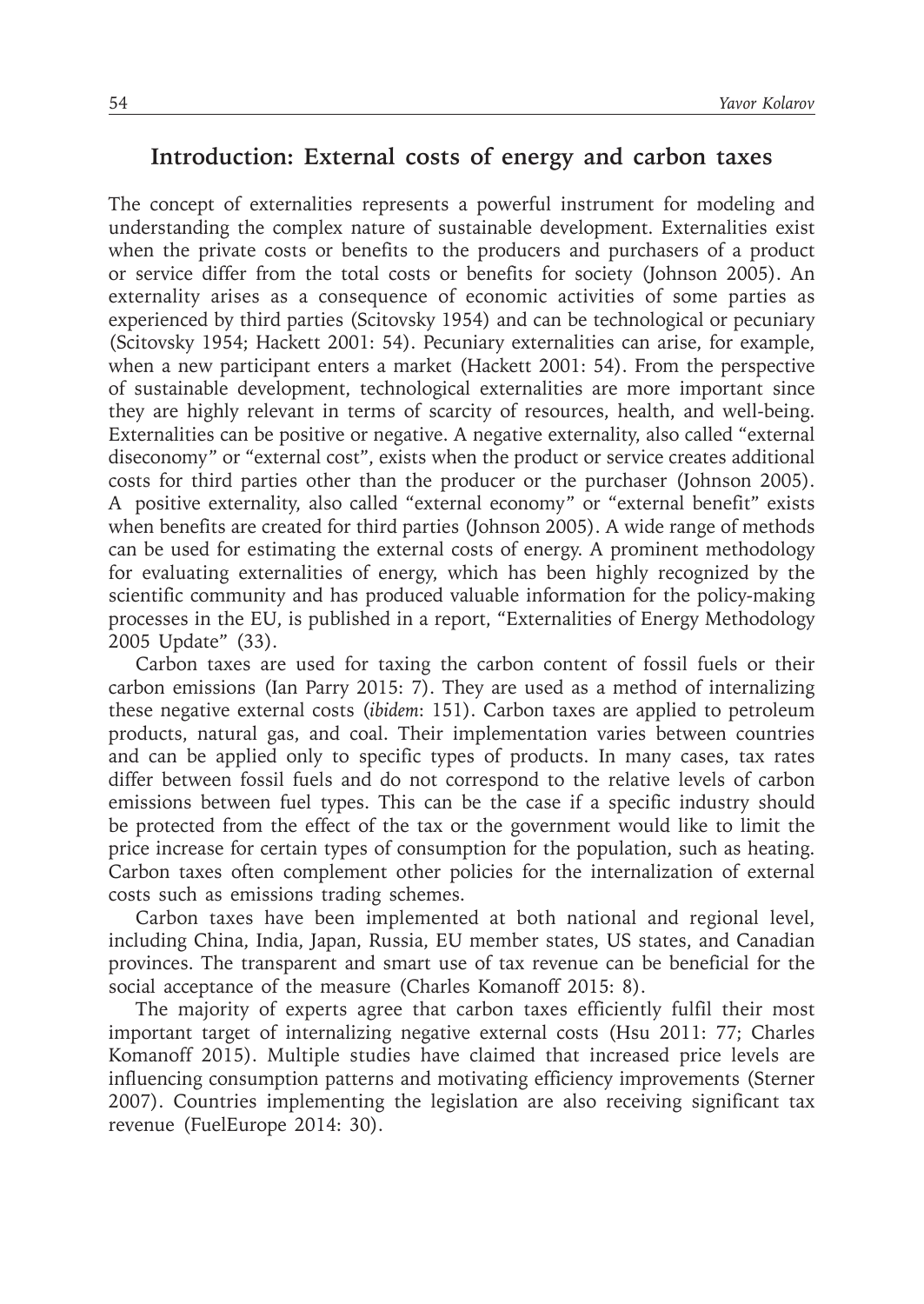## Introduction: External costs of energy and carbon taxes

The concept of externalities represents a powerful instrument for modeling and understanding the complex nature of sustainable development. Externalities exist when the private costs or benefits to the producers and purchasers of a product or service differ from the total costs or benefits for society (Johnson 2005). An externality arises as a consequence of economic activities of some parties as experienced by third parties (Scitovsky 1954) and can be technological or pecuniary (Scitovsky 1954; Hackett 2001: 54). Pecuniary externalities can arise, for example, when a new participant enters a market (Hackett 2001: 54). From the perspective of sustainable development, technological externalities are more important since they are highly relevant in terms of scarcity of resources, health, and well-being. Externalities can be positive or negative. A negative externality, also called "external diseconomy" or "external cost", exists when the product or service creates additional costs for third parties other than the producer or the purchaser (Johnson 2005). A positive externality, also called "external economy" or "external benefit" exists when benefits are created for third parties (Johnson 2005). A wide range of methods can be used for estimating the external costs of energy. A prominent methodology for evaluating externalities of energy, which has been highly recognized by the scientific community and has produced valuable information for the policy-making processes in the EU, is published in a report, "Externalities of Energy Methodology 2005 Update" (33).

Carbon taxes are used for taxing the carbon content of fossil fuels or their carbon emissions (Ian Parry 2015: 7). They are used as a method of internalizing these negative external costs (*ibidem*: 151). Carbon taxes are applied to petroleum products, natural gas, and coal. Their implementation varies between countries and can be applied only to specific types of products. In many cases, tax rates differ between fossil fuels and do not correspond to the relative levels of carbon emissions between fuel types. This can be the case if a specific industry should be protected from the effect of the tax or the government would like to limit the price increase for certain types of consumption for the population, such as heating. Carbon taxes often complement other policies for the internalization of external costs such as emissions trading schemes.

Carbon taxes have been implemented at both national and regional level, including China, India, Japan, Russia, EU member states, US states, and Canadian provinces. The transparent and smart use of tax revenue can be beneficial for the social acceptance of the measure (Charles Komanoff 2015: 8).

The majority of experts agree that carbon taxes efficiently fulfil their most important target of internalizing negative external costs (Hsu 2011: 77; Charles Komanoff 2015). Multiple studies have claimed that increased price levels are influencing consumption patterns and motivating efficiency improvements (Sterner 2007). Countries implementing the legislation are also receiving significant tax revenue (FuelEurope 2014: 30).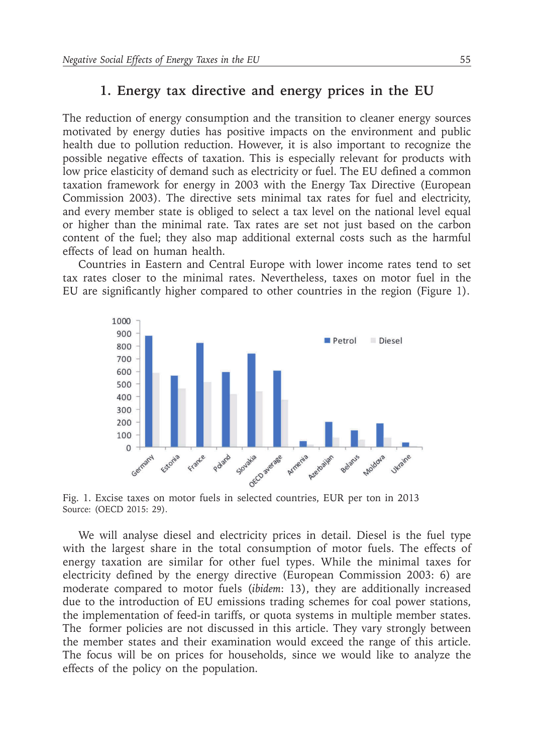## 1. Energy tax directive and energy prices in the EU

The reduction of energy consumption and the transition to cleaner energy sources motivated by energy duties has positive impacts on the environment and public health due to pollution reduction. However, it is also important to recognize the possible negative effects of taxation. This is especially relevant for products with low price elasticity of demand such as electricity or fuel. The EU defined a common taxation framework for energy in 2003 with the Energy Tax Directive (European Commission 2003). The directive sets minimal tax rates for fuel and electricity, and every member state is obliged to select a tax level on the national level equal or higher than the minimal rate. Tax rates are set not just based on the carbon content of the fuel; they also map additional external costs such as the harmful effects of lead on human health.

Countries in Eastern and Central Europe with lower income rates tend to set tax rates closer to the minimal rates. Nevertheless, taxes on motor fuel in the EU are significantly higher compared to other countries in the region (Figure 1).

Fig. 1. Excise taxes on motor fuels in selected countries, EUR per ton in 2013
Source: (OECD 2015: 29).

We will analyse diesel and electricity prices in detail. Diesel is the fuel type with the largest share in the total consumption of motor fuels. The effects of energy taxation are similar for other fuel types. While the minimal taxes for electricity defined by the energy directive (European Commission 2003: 6) are moderate compared to motor fuels (*ibidem*: 13), they are additionally increased due to the introduction of EU emissions trading schemes for coal power stations, the implementation of feed-in tariffs, or quota systems in multiple member states. The former policies are not discussed in this article. They vary strongly between the member states and their examination would exceed the range of this article. The focus will be on prices for households, since we would like to analyze the effects of the policy on the population.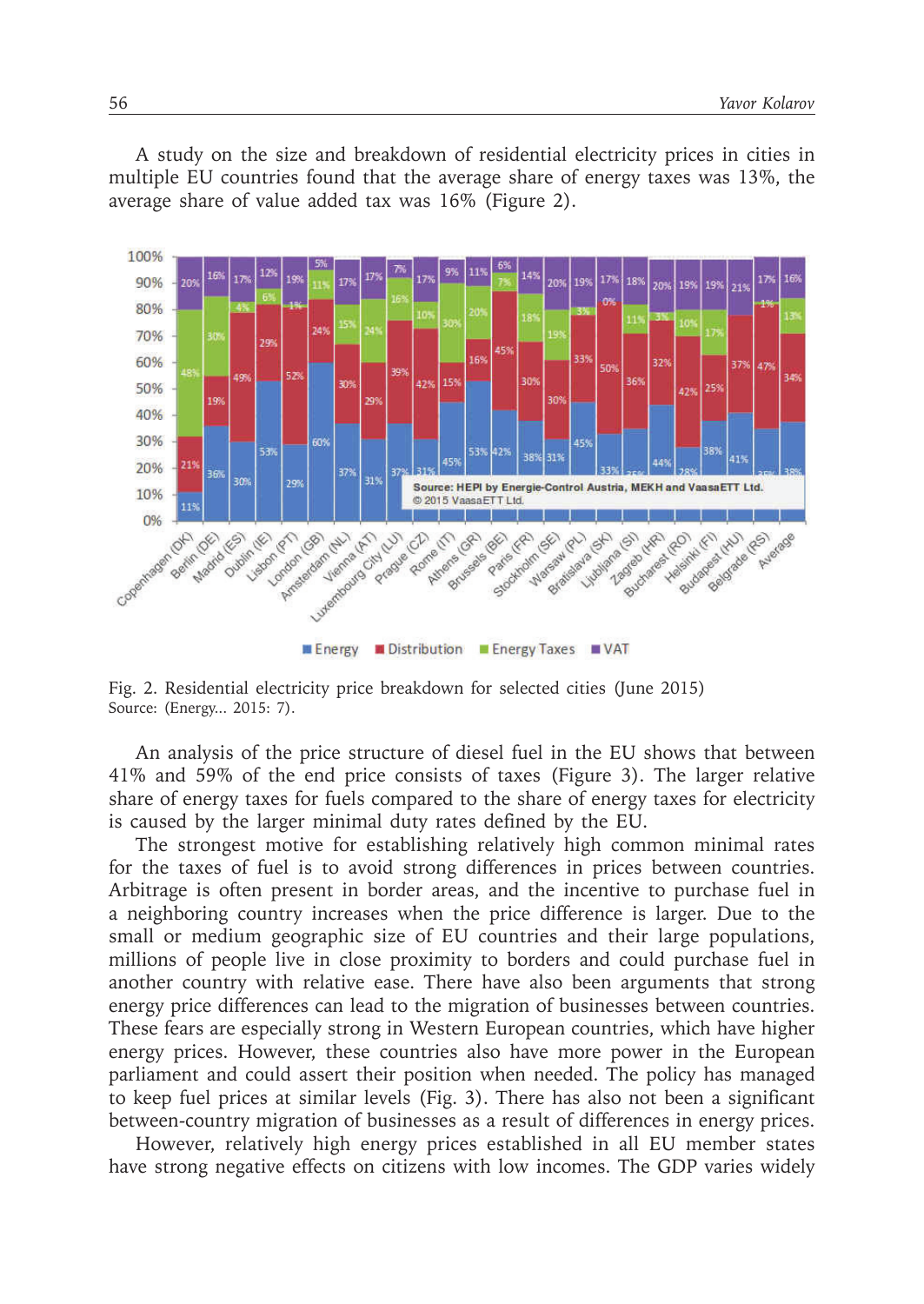A study on the size and breakdown of residential electricity prices in cities in multiple EU countries found that the average share of energy taxes was 13%, the average share of value added tax was 16% (Figure 2).

Fig. 2. Residential electricity price breakdown for selected cities (June 2015)
Source: (Energy... 2015: 7).

An analysis of the price structure of diesel fuel in the EU shows that between 41% and 59% of the end price consists of taxes (Figure 3). The larger relative share of energy taxes for fuels compared to the share of energy taxes for electricity is caused by the larger minimal duty rates defined by the EU.

The strongest motive for establishing relatively high common minimal rates for the taxes of fuel is to avoid strong differences in prices between countries. Arbitrage is often present in border areas, and the incentive to purchase fuel in a neighboring country increases when the price difference is larger. Due to the small or medium geographic size of EU countries and their large populations, millions of people live in close proximity to borders and could purchase fuel in another country with relative ease. There have also been arguments that strong energy price differences can lead to the migration of businesses between countries. These fears are especially strong in Western European countries, which have higher energy prices. However, these countries also have more power in the European parliament and could assert their position when needed. The policy has managed to keep fuel prices at similar levels (Fig. 3). There has also not been a significant between-country migration of businesses as a result of differences in energy prices.

However, relatively high energy prices established in all EU member states have strong negative effects on citizens with low incomes. The GDP varies widely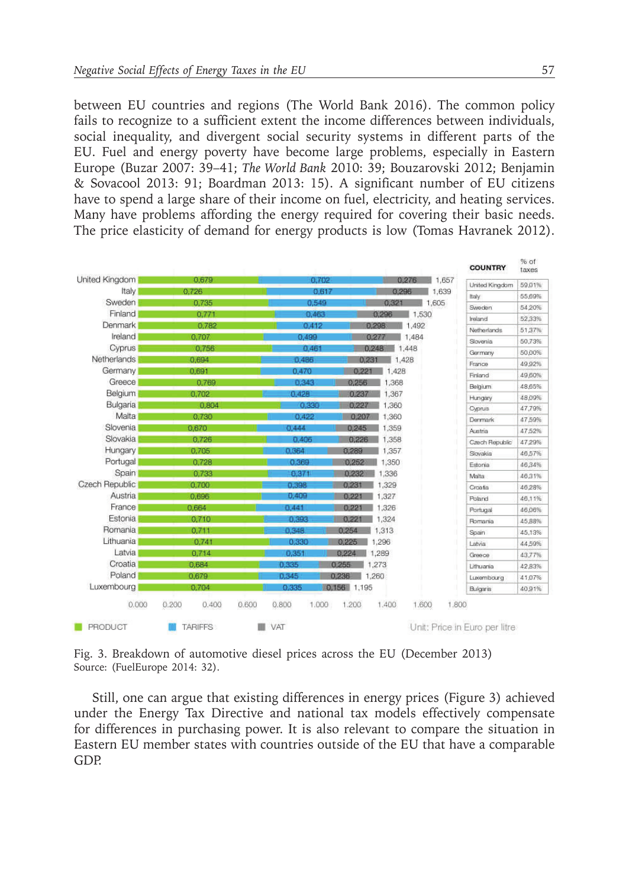between EU countries and regions (The World Bank 2016). The common policy fails to recognize to a sufficient extent the income differences between individuals, social inequality, and divergent social security systems in different parts of the EU. Fuel and energy poverty have become large problems, especially in Eastern Europe (Buzar 2007: 39–41; *The World Bank* 2010: 39; Bouzarovski 2012; Benjamin & Sovacool 2013: 91; Boardman 2013: 15). A significant number of EU citizens have to spend a large share of their income on fuel, electricity, and heating services. Many have problems affording the energy required for covering their basic needs. The price elasticity of demand for energy products is low (Tomas Havranek 2012).

| Country | PRODUCT | TARIFFS | VAT | Total |
|---|---|---|---|---|
| United Kingdom | 0,679 | 0,702 | 0,276 | 1,657 |
| Italy | 0,726 | 0,617 | 0,296 | 1,639 |
| Sweden | 0,735 | 0,549 | 0,321 | 1,605 |
| Finland | 0,771 | 0,463 | 0,296 | 1,530 |
| Denmark | 0,782 | 0,412 | 0,298 | 1,492 |
| Ireland | 0,707 | 0,499 | 0,277 | 1,484 |
| Cyprus | 0,756 | 0,461 | 0,248 | 1,448 |
| Netherlands | 0,694 | 0,486 | 0,231 | 1,428 |
| Germany | 0,691 | 0,470 | 0,221 | 1,428 |
| Greece | 0,769 | 0,343 | 0,256 | 1,368 |
| Belgium | 0,702 | 0,428 | 0,237 | 1,367 |
| Bulgaria | 0,804 | 0,330 | 0,227 | 1,360 |
| Malta | 0,730 | 0,422 | 0,207 | 1,360 |
| Slovenia | 0,670 | 0,444 | 0,245 | 1,359 |
| Slovakia | 0,726 | 0,406 | 0,226 | 1,358 |
| Hungary | 0,705 | 0,364 | 0,289 | 1,357 |
| Portugal | 0,728 | 0,369 | 0,252 | 1,350 |
| Spain | 0,733 | 0,371 | 0,232 | 1,336 |
| Czech Republic | 0,700 | 0,398 | 0,231 | 1,329 |
| Austria | 0,696 | 0,409 | 0,221 | 1,327 |
| France | 0,664 | 0,441 | 0,221 | 1,326 |
| Estonia | 0,710 | 0,393 | 0,221 | 1,324 |
| Romania | 0,711 | 0,348 | 0,254 | 1,313 |
| Lithuania | 0,741 | 0,330 | 0,225 | 1,296 |
| Latvia | 0,714 | 0,351 | 0,224 | 1,289 |
| Croatia | 0,684 | 0,335 | 0,255 | 1,273 |
| Poland | 0,679 | 0,345 | 0,236 | 1,260 |
| Luxembourg | 0,704 | 0,335 | 0,156 | 1,195 |

Unit: Price in Euro per litre

| COUNTRY | % of taxes |
|---|---|
| United Kingdom | 59,01% |
| Italy | 55,69% |
| Sweden | 54,20% |
| Ireland | 52,33% |
| Netherlands | 51,37% |
| Slovenia | 50,73% |
| Germany | 50,00% |
| France | 49,92% |
| Finland | 49,60% |
| Belgium | 48,65% |
| Hungary | 48,09% |
| Cyprus | 47,79% |
| Denmark | 47,59% |
| Austria | 47,52% |
| Czech Republic | 47,29% |
| Slovakia | 46,57% |
| Estonia | 46,34% |
| Malta | 46,31% |
| Croatia | 46,28% |
| Poland | 46,11% |
| Portugal | 46,06% |
| Romania | 45,88% |
| Spain | 45,13% |
| Latvia | 44,59% |
| Greece | 43,77% |
| Lithuania | 42,83% |
| Luxembourg | 41,07% |
| Bulgaria | 40,91% |

Fig. 3. Breakdown of automotive diesel prices across the EU (December 2013)
Source: (FuelEurope 2014: 32).

Still, one can argue that existing differences in energy prices (Figure 3) achieved under the Energy Tax Directive and national tax models effectively compensate for differences in purchasing power. It is also relevant to compare the situation in Eastern EU member states with countries outside of the EU that have a comparable GDP.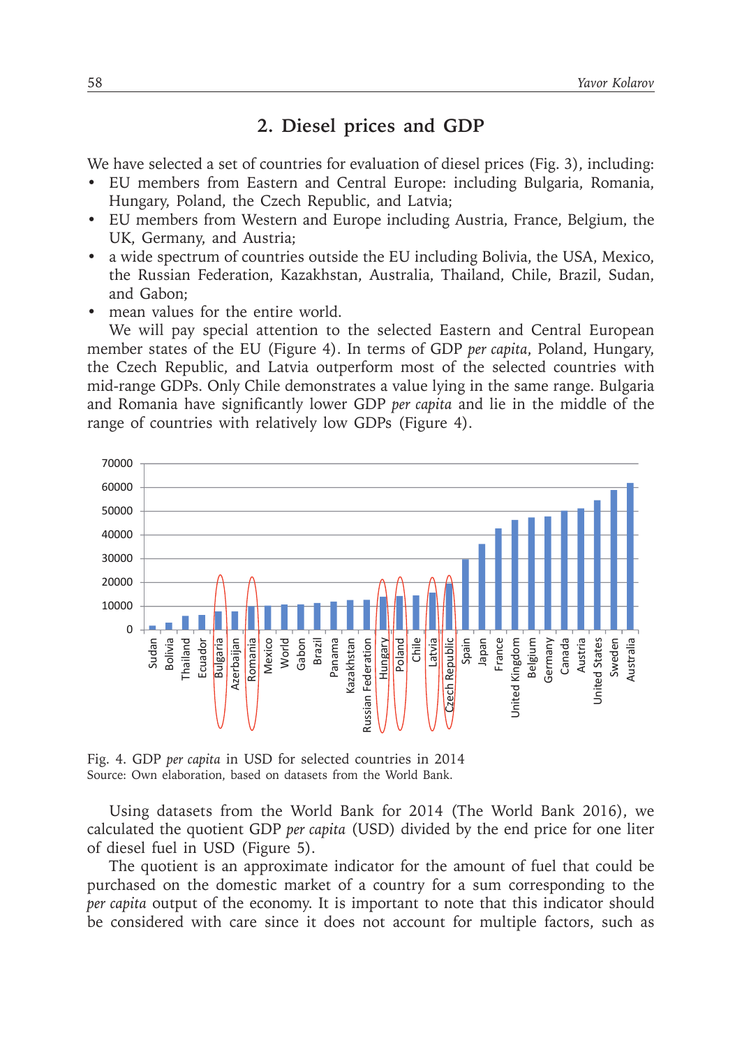## 2. Diesel prices and GDP

We have selected a set of countries for evaluation of diesel prices (Fig. 3), including:

- EU members from Eastern and Central Europe: including Bulgaria, Romania, Hungary, Poland, the Czech Republic, and Latvia;
- EU members from Western and Europe including Austria, France, Belgium, the UK, Germany, and Austria;
- a wide spectrum of countries outside the EU including Bolivia, the USA, Mexico, the Russian Federation, Kazakhstan, Australia, Thailand, Chile, Brazil, Sudan, and Gabon;
- mean values for the entire world.

We will pay special attention to the selected Eastern and Central European member states of the EU (Figure 4). In terms of GDP *per capita*, Poland, Hungary, the Czech Republic, and Latvia outperform most of the selected countries with mid-range GDPs. Only Chile demonstrates a value lying in the same range. Bulgaria and Romania have significantly lower GDP *per capita* and lie in the middle of the range of countries with relatively low GDPs (Figure 4).

Fig. 4. GDP *per capita* in USD for selected countries in 2014
Source: Own elaboration, based on datasets from the World Bank.

Using datasets from the World Bank for 2014 (The World Bank 2016), we calculated the quotient GDP *per capita* (USD) divided by the end price for one liter of diesel fuel in USD (Figure 5).

The quotient is an approximate indicator for the amount of fuel that could be purchased on the domestic market of a country for a sum corresponding to the *per capita* output of the economy. It is important to note that this indicator should be considered with care since it does not account for multiple factors, such as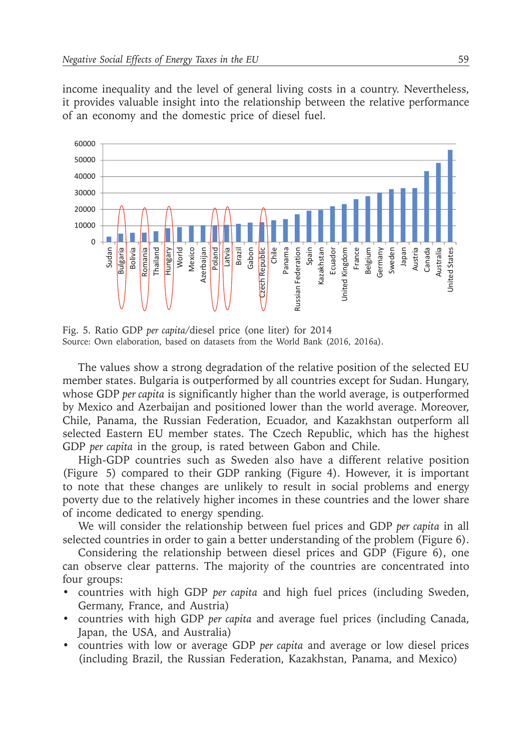income inequality and the level of general living costs in a country. Nevertheless, it provides valuable insight into the relationship between the relative performance of an economy and the domestic price of diesel fuel.

Fig. 5. Ratio GDP *per capita*/diesel price (one liter) for 2014
Source: Own elaboration, based on datasets from the World Bank (2016, 2016a).

The values show a strong degradation of the relative position of the selected EU member states. Bulgaria is outperformed by all countries except for Sudan. Hungary, whose GDP *per capita* is significantly higher than the world average, is outperformed by Mexico and Azerbaijan and positioned lower than the world average. Moreover, Chile, Panama, the Russian Federation, Ecuador, and Kazakhstan outperform all selected Eastern EU member states. The Czech Republic, which has the highest GDP *per capita* in the group, is rated between Gabon and Chile.

High-GDP countries such as Sweden also have a different relative position (Figure 5) compared to their GDP ranking (Figure 4). However, it is important to note that these changes are unlikely to result in social problems and energy poverty due to the relatively higher incomes in these countries and the lower share of income dedicated to energy spending.

We will consider the relationship between fuel prices and GDP *per capita* in all selected countries in order to gain a better understanding of the problem (Figure 6).

Considering the relationship between diesel prices and GDP (Figure 6), one can observe clear patterns. The majority of the countries are concentrated into four groups:

- countries with high GDP *per capita* and high fuel prices (including Sweden, Germany, France, and Austria)
- countries with high GDP *per capita* and average fuel prices (including Canada, Japan, the USA, and Australia)
- countries with low or average GDP *per capita* and average or low diesel prices (including Brazil, the Russian Federation, Kazakhstan, Panama, and Mexico)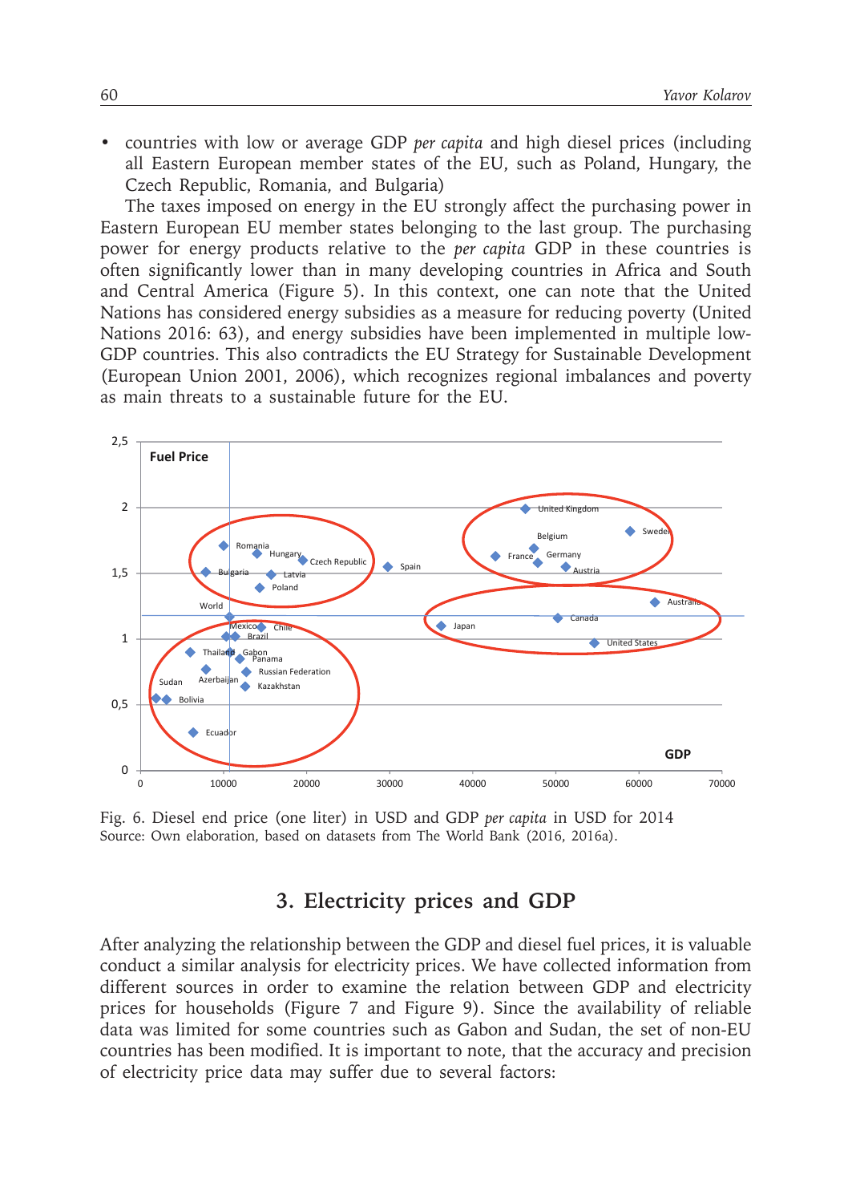- countries with low or average GDP *per capita* and high diesel prices (including all Eastern European member states of the EU, such as Poland, Hungary, the Czech Republic, Romania, and Bulgaria)

The taxes imposed on energy in the EU strongly affect the purchasing power in Eastern European EU member states belonging to the last group. The purchasing power for energy products relative to the *per capita* GDP in these countries is often significantly lower than in many developing countries in Africa and South and Central America (Figure 5). In this context, one can note that the United Nations has considered energy subsidies as a measure for reducing poverty (United Nations 2016: 63), and energy subsidies have been implemented in multiple low-GDP countries. This also contradicts the EU Strategy for Sustainable Development (European Union 2001, 2006), which recognizes regional imbalances and poverty as main threats to a sustainable future for the EU.

Fig. 6. Diesel end price (one liter) in USD and GDP *per capita* in USD for 2014
Source: Own elaboration, based on datasets from The World Bank (2016, 2016a).

## 3. Electricity prices and GDP

After analyzing the relationship between the GDP and diesel fuel prices, it is valuable conduct a similar analysis for electricity prices. We have collected information from different sources in order to examine the relation between GDP and electricity prices for households (Figure 7 and Figure 9). Since the availability of reliable data was limited for some countries such as Gabon and Sudan, the set of non-EU countries has been modified. It is important to note, that the accuracy and precision of electricity price data may suffer due to several factors: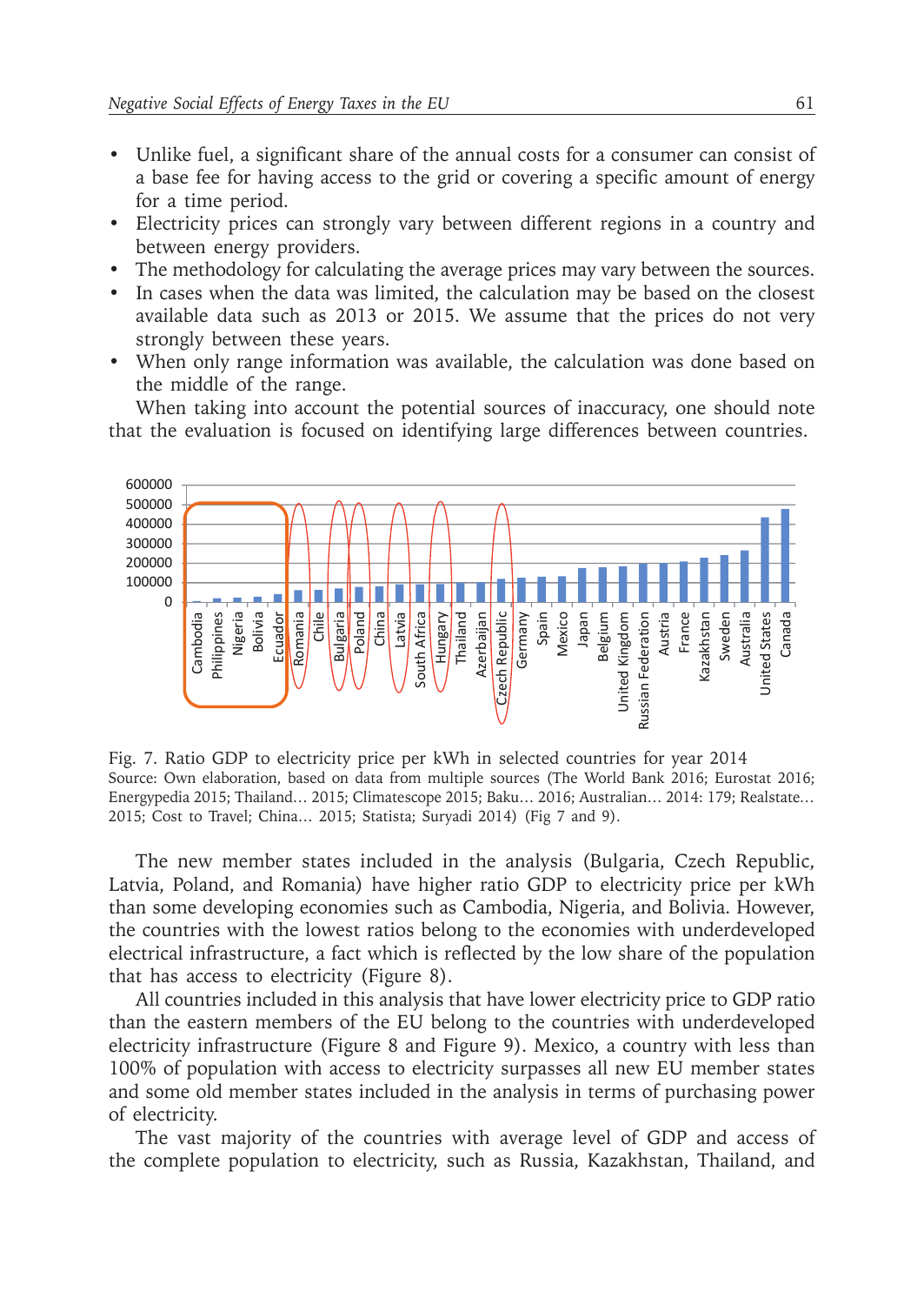- Unlike fuel, a significant share of the annual costs for a consumer can consist of a base fee for having access to the grid or covering a specific amount of energy for a time period.
- Electricity prices can strongly vary between different regions in a country and between energy providers.
- The methodology for calculating the average prices may vary between the sources.
- In cases when the data was limited, the calculation may be based on the closest available data such as 2013 or 2015. We assume that the prices do not very strongly between these years.
- When only range information was available, the calculation was done based on the middle of the range.

When taking into account the potential sources of inaccuracy, one should note that the evaluation is focused on identifying large differences between countries.

Fig. 7. Ratio GDP to electricity price per kWh in selected countries for year 2014
Source: Own elaboration, based on data from multiple sources (The World Bank 2016; Eurostat 2016; Energypedia 2015; Thailand… 2015; Climatescope 2015; Baku… 2016; Australian… 2014: 179; Realstate… 2015; Cost to Travel; China… 2015; Statista; Suryadi 2014) (Fig 7 and 9).

The new member states included in the analysis (Bulgaria, Czech Republic, Latvia, Poland, and Romania) have higher ratio GDP to electricity price per kWh than some developing economies such as Cambodia, Nigeria, and Bolivia. However, the countries with the lowest ratios belong to the economies with underdeveloped electrical infrastructure, a fact which is reflected by the low share of the population that has access to electricity (Figure 8).

All countries included in this analysis that have lower electricity price to GDP ratio than the eastern members of the EU belong to the countries with underdeveloped electricity infrastructure (Figure 8 and Figure 9). Mexico, a country with less than 100% of population with access to electricity surpasses all new EU member states and some old member states included in the analysis in terms of purchasing power of electricity.

The vast majority of the countries with average level of GDP and access of the complete population to electricity, such as Russia, Kazakhstan, Thailand, and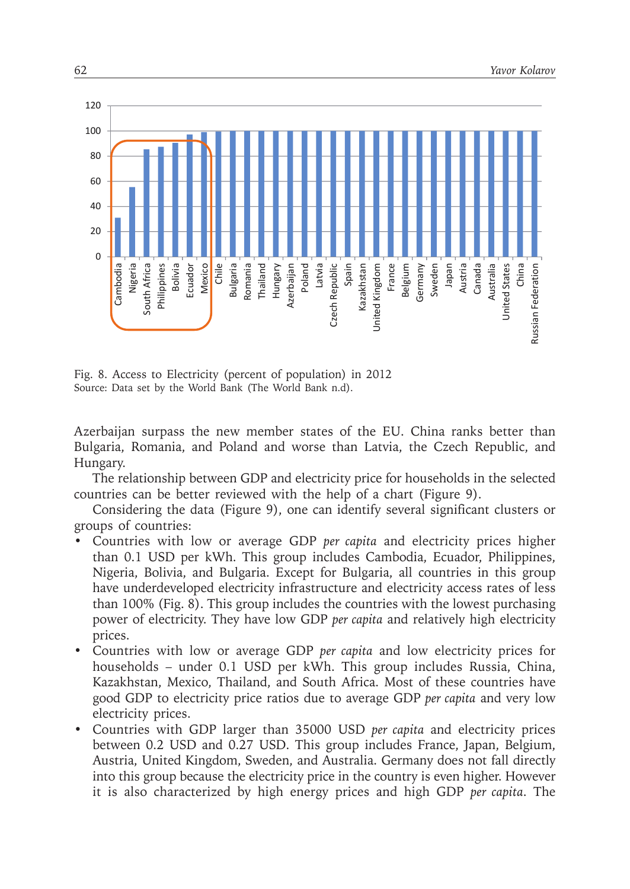Fig. 8. Access to Electricity (percent of population) in 2012
Source: Data set by the World Bank (The World Bank n.d).

Azerbaijan surpass the new member states of the EU. China ranks better than Bulgaria, Romania, and Poland and worse than Latvia, the Czech Republic, and Hungary.

The relationship between GDP and electricity price for households in the selected countries can be better reviewed with the help of a chart (Figure 9).

Considering the data (Figure 9), one can identify several significant clusters or groups of countries:

- Countries with low or average GDP *per capita* and electricity prices higher than 0.1 USD per kWh. This group includes Cambodia, Ecuador, Philippines, Nigeria, Bolivia, and Bulgaria. Except for Bulgaria, all countries in this group have underdeveloped electricity infrastructure and electricity access rates of less than 100% (Fig. 8). This group includes the countries with the lowest purchasing power of electricity. They have low GDP *per capita* and relatively high electricity prices.
- Countries with low or average GDP *per capita* and low electricity prices for households – under 0.1 USD per kWh. This group includes Russia, China, Kazakhstan, Mexico, Thailand, and South Africa. Most of these countries have good GDP to electricity price ratios due to average GDP *per capita* and very low electricity prices.
- Countries with GDP larger than 35000 USD *per capita* and electricity prices between 0.2 USD and 0.27 USD. This group includes France, Japan, Belgium, Austria, United Kingdom, Sweden, and Australia. Germany does not fall directly into this group because the electricity price in the country is even higher. However it is also characterized by high energy prices and high GDP *per capita*. The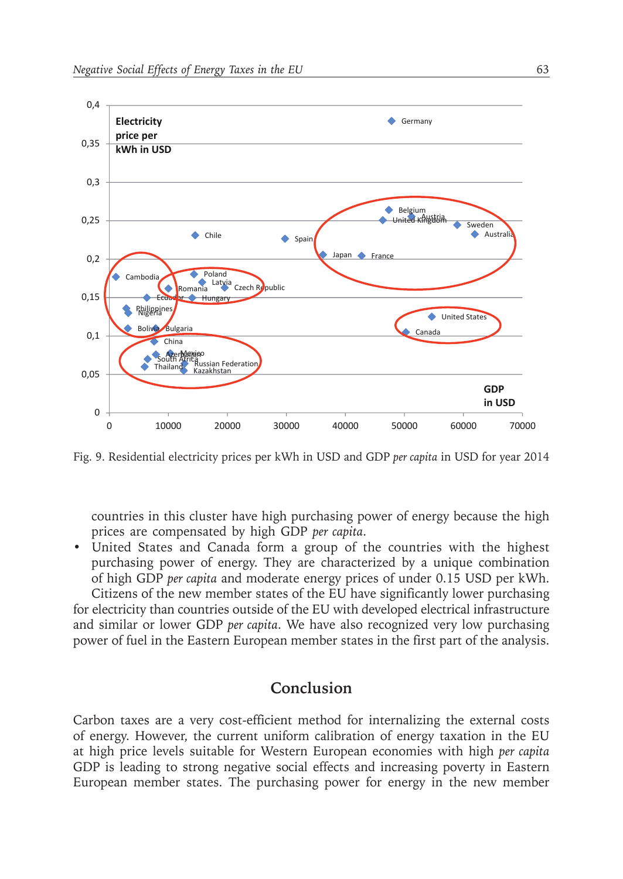Fig. 9. Residential electricity prices per kWh in USD and GDP *per capita* in USD for year 2014

countries in this cluster have high purchasing power of energy because the high prices are compensated by high GDP *per capita*.

- United States and Canada form a group of the countries with the highest purchasing power of energy. They are characterized by a unique combination of high GDP *per capita* and moderate energy prices of under 0.15 USD per kWh.

Citizens of the new member states of the EU have significantly lower purchasing for electricity than countries outside of the EU with developed electrical infrastructure and similar or lower GDP *per capita*. We have also recognized very low purchasing power of fuel in the Eastern European member states in the first part of the analysis.

## Conclusion

Carbon taxes are a very cost-efficient method for internalizing the external costs of energy. However, the current uniform calibration of energy taxation in the EU at high price levels suitable for Western European economies with high *per capita* GDP is leading to strong negative social effects and increasing poverty in Eastern European member states. The purchasing power for energy in the new member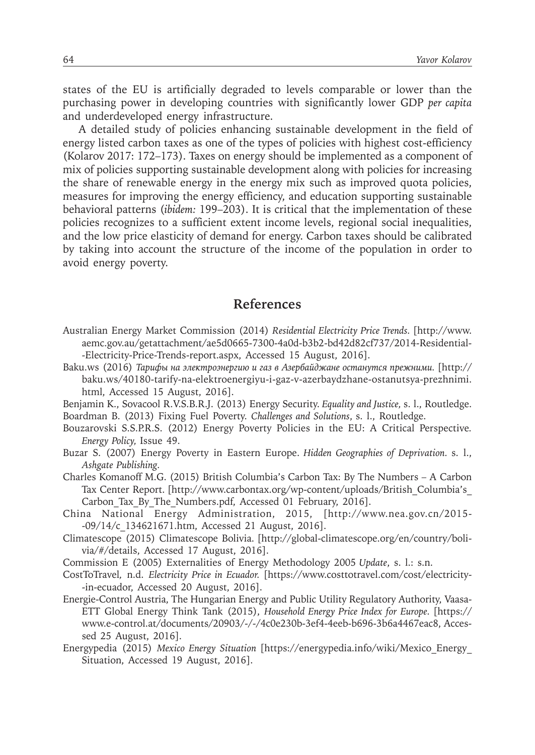states of the EU is artificially degraded to levels comparable or lower than the purchasing power in developing countries with significantly lower GDP *per capita* and underdeveloped energy infrastructure.

A detailed study of policies enhancing sustainable development in the field of energy listed carbon taxes as one of the types of policies with highest cost-efficiency (Kolarov 2017: 172–173). Taxes on energy should be implemented as a component of mix of policies supporting sustainable development along with policies for increasing the share of renewable energy in the energy mix such as improved quota policies, measures for improving the energy efficiency, and education supporting sustainable behavioral patterns (*ibidem:* 199–203). It is critical that the implementation of these policies recognizes to a sufficient extent income levels, regional social inequalities, and the low price elasticity of demand for energy. Carbon taxes should be calibrated by taking into account the structure of the income of the population in order to avoid energy poverty.

## References

Australian Energy Market Commission (2014) *Residential Electricity Price Trends.* [http://www.aemc.gov.au/getattachment/ae5d0665-7300-4a0d-b3b2-bd42d82cf737/2014-Residential-Electricity-Price-Trends-report.aspx, Accessed 15 August, 2016].

Baku.ws (2016) *Тарифы на электроэнергию и газ в Азербайджане останутся прежними.* [http://baku.ws/40180-tarify-na-elektroenergiyu-i-gaz-v-azerbaydzhane-ostanutsya-prezhnimi.html, Accessed 15 August, 2016].

Benjamin K., Sovacool R.V.S.B.R.J. (2013) Energy Security. *Equality and Justice,* s. l., Routledge.

Boardman B. (2013) Fixing Fuel Poverty. *Challenges and Solutions*, s. l., Routledge.

Bouzarovski S.S.P.R.S. (2012) Energy Poverty Policies in the EU: A Critical Perspective. *Energy Policy,* Issue 49.

Buzar S. (2007) Energy Poverty in Eastern Europe. *Hidden Geographies of Deprivation.* s. l., *Ashgate Publishing.*

Charles Komanoff M.G. (2015) British Columbia's Carbon Tax: By The Numbers – A Carbon Tax Center Report. [http://www.carbontax.org/wp-content/uploads/British_Columbia's_Carbon_Tax_By_The_Numbers.pdf, Accessed 01 February, 2016].

China National Energy Administration, 2015, [http://www.nea.gov.cn/2015-09/14/c_134621671.htm, Accessed 21 August, 2016].

Climatescope (2015) Climatescope Bolivia. [http://global-climatescope.org/en/country/bolivia/#/details, Accessed 17 August, 2016].

Commission E (2005) Externalities of Energy Methodology 2005 *Update*, s. l.: s.n.

CostToTravel, n.d. *Electricity Price in Ecuador.* [https://www.costtotravel.com/cost/electricity-in-ecuador, Accessed 20 August, 2016].

Energie-Control Austria, The Hungarian Energy and Public Utility Regulatory Authority, Vaasa-ETT Global Energy Think Tank (2015), *Household Energy Price Index for Europe*. [https://www.e-control.at/documents/20903/-/-/4c0e230b-3ef4-4eeb-b696-3b6a4467eac8, Accessed 25 August, 2016].

Energypedia (2015) *Mexico Energy Situation* [https://energypedia.info/wiki/Mexico_Energy_Situation, Accessed 19 August, 2016].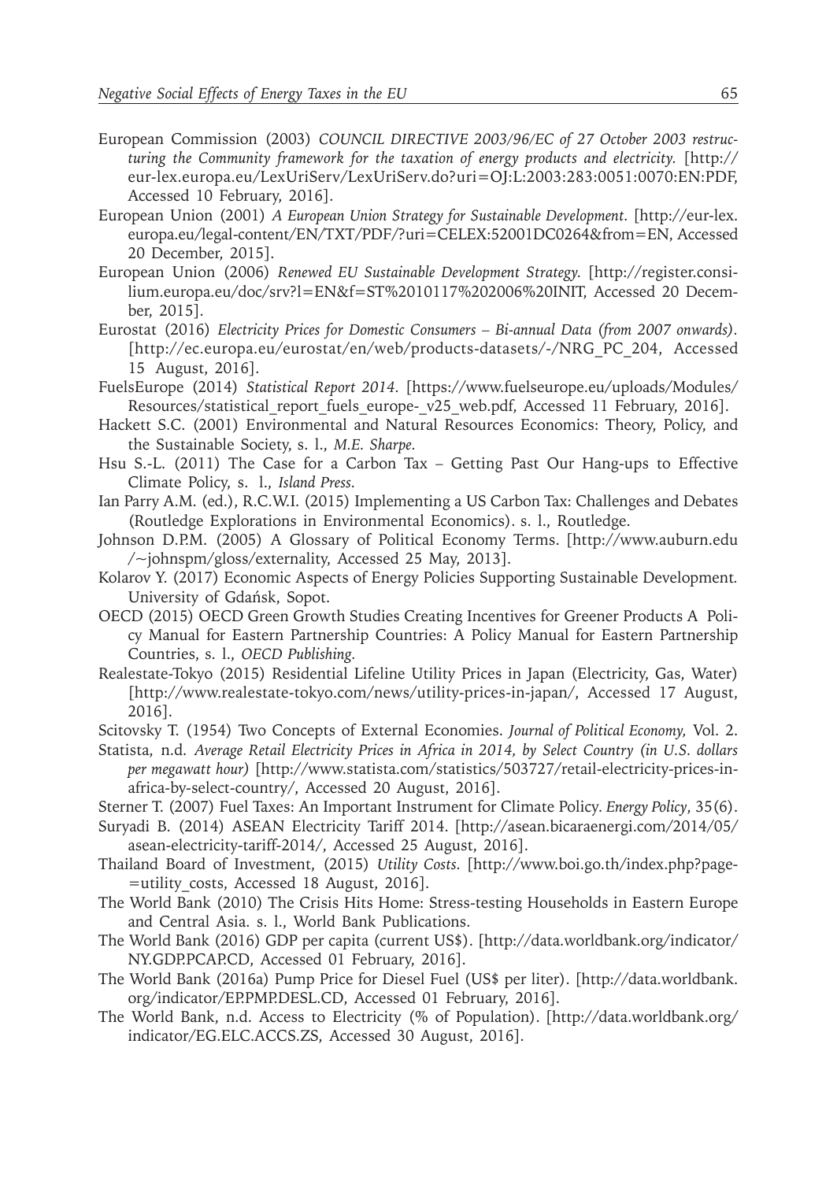European Commission (2003) *COUNCIL DIRECTIVE 2003/96/EC of 27 October 2003 restructuring the Community framework for the taxation of energy products and electricity*. [http://eur-lex.europa.eu/LexUriServ/LexUriServ.do?uri=OJ:L:2003:283:0051:0070:EN:PDF, Accessed 10 February, 2016].

European Union (2001) *A European Union Strategy for Sustainable Development*. [http://eur-lex.europa.eu/legal-content/EN/TXT/PDF/?uri=CELEX:52001DC0264&from=EN, Accessed 20 December, 2015].

European Union (2006) *Renewed EU Sustainable Development Strategy*. [http://register.consilium.europa.eu/doc/srv?l=EN&f=ST%2010117%202006%20INIT, Accessed 20 December, 2015].

Eurostat (2016) *Electricity Prices for Domestic Consumers – Bi-annual Data (from 2007 onwards)*. [http://ec.europa.eu/eurostat/en/web/products-datasets/-/NRG_PC_204, Accessed 15 August, 2016].

FuelsEurope (2014) *Statistical Report 2014*. [https://www.fuelseurope.eu/uploads/Modules/Resources/statistical_report_fuels_europe-_v25_web.pdf, Accessed 11 February, 2016].

Hackett S.C. (2001) Environmental and Natural Resources Economics: Theory, Policy, and the Sustainable Society, s. l., *M.E. Sharpe*.

Hsu S.-L. (2011) The Case for a Carbon Tax – Getting Past Our Hang-ups to Effective Climate Policy, s. l., *Island Press*.

Ian Parry A.M. (ed.), R.C.W.I. (2015) Implementing a US Carbon Tax: Challenges and Debates (Routledge Explorations in Environmental Economics). s. l., Routledge.

Johnson D.P.M. (2005) A Glossary of Political Economy Terms. [http://www.auburn.edu/~johnspm/gloss/externality, Accessed 25 May, 2013].

Kolarov Y. (2017) Economic Aspects of Energy Policies Supporting Sustainable Development. University of Gdańsk, Sopot.

OECD (2015) OECD Green Growth Studies Creating Incentives for Greener Products A Policy Manual for Eastern Partnership Countries: A Policy Manual for Eastern Partnership Countries, s. l., *OECD Publishing*.

Realestate-Tokyo (2015) Residential Lifeline Utility Prices in Japan (Electricity, Gas, Water) [http://www.realestate-tokyo.com/news/utility-prices-in-japan/, Accessed 17 August, 2016].

Scitovsky T. (1954) Two Concepts of External Economies. *Journal of Political Economy*, Vol. 2.

Statista, n.d. *Average Retail Electricity Prices in Africa in 2014, by Select Country (in U.S. dollars per megawatt hour)* [http://www.statista.com/statistics/503727/retail-electricity-prices-in-africa-by-select-country/, Accessed 20 August, 2016].

Sterner T. (2007) Fuel Taxes: An Important Instrument for Climate Policy. *Energy Policy*, 35(6).

Suryadi B. (2014) ASEAN Electricity Tariff 2014. [http://asean.bicaraenergi.com/2014/05/asean-electricity-tariff-2014/, Accessed 25 August, 2016].

Thailand Board of Investment, (2015) *Utility Costs*. [http://www.boi.go.th/index.php?page=utility_costs, Accessed 18 August, 2016].

The World Bank (2010) The Crisis Hits Home: Stress-testing Households in Eastern Europe and Central Asia. s. l., World Bank Publications.

The World Bank (2016) GDP per capita (current US$). [http://data.worldbank.org/indicator/NY.GDP.PCAP.CD, Accessed 01 February, 2016].

The World Bank (2016a) Pump Price for Diesel Fuel (US$ per liter). [http://data.worldbank.org/indicator/EP.PMP.DESL.CD, Accessed 01 February, 2016].

The World Bank, n.d. Access to Electricity (% of Population). [http://data.worldbank.org/indicator/EG.ELC.ACCS.ZS, Accessed 30 August, 2016].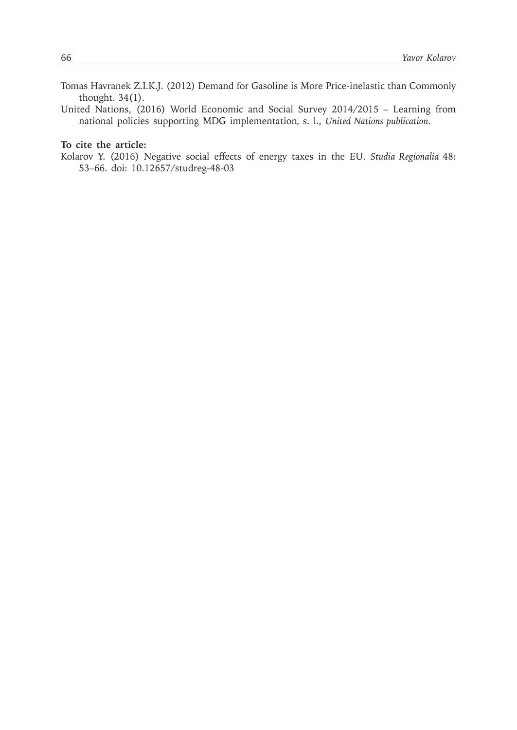Tomas Havranek Z.I.K.J. (2012) Demand for Gasoline is More Price-inelastic than Commonly thought. 34(1).

United Nations, (2016) World Economic and Social Survey 2014/2015 – Learning from national policies supporting MDG implementation, s. l., *United Nations publication*.

**To cite the article:**

Kolarov Y. (2016) Negative social effects of energy taxes in the EU. *Studia Regionalia* 48: 53–66. doi: 10.12657/studreg-48-03